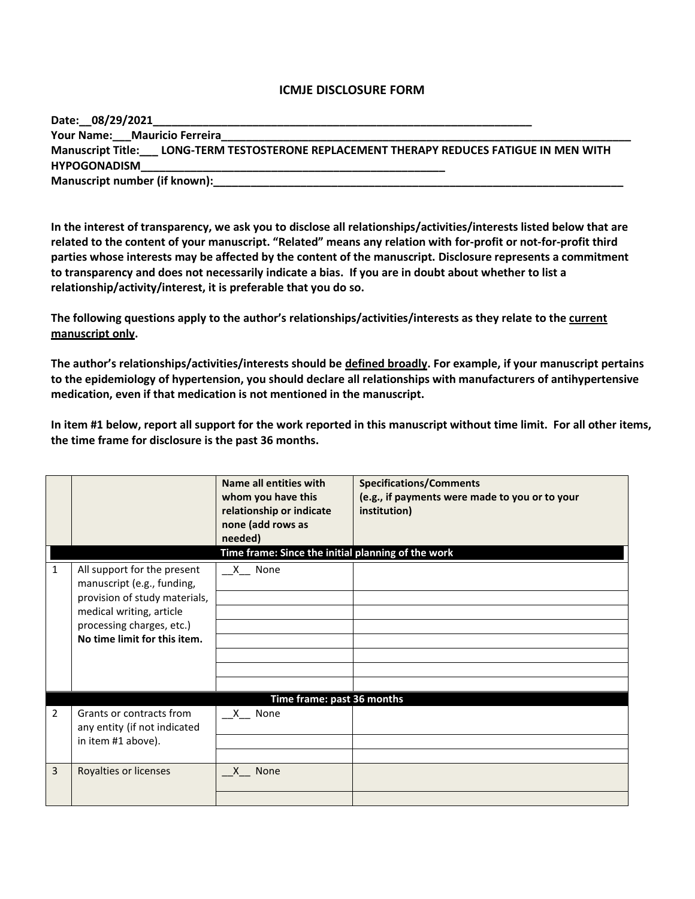# ICMJE DISCLOSURE FORM

**Date:__08/29/2021______________________________________________________________**
**Your Name:___Mauricio Ferreira__________________________________________________________________**
**Manuscript Title:___ LONG-TERM TESTOSTERONE REPLACEMENT THERAPY REDUCES FATIGUE IN MEN WITH HYPOGONADISM_______________________________________________**
**Manuscript number (if known):_________________________________________________________________**

**In the interest of transparency, we ask you to disclose all relationships/activities/interests listed below that are related to the content of your manuscript. "Related" means any relation with for-profit or not-for-profit third parties whose interests may be affected by the content of the manuscript. Disclosure represents a commitment to transparency and does not necessarily indicate a bias. If you are in doubt about whether to list a relationship/activity/interest, it is preferable that you do so.**

**The following questions apply to the author's relationships/activities/interests as they relate to the <u>current manuscript only</u>.**

**The author's relationships/activities/interests should be <u>defined broadly</u>. For example, if your manuscript pertains to the epidemiology of hypertension, you should declare all relationships with manufacturers of antihypertensive medication, even if that medication is not mentioned in the manuscript.**

**In item #1 below, report all support for the work reported in this manuscript without time limit. For all other items, the time frame for disclosure is the past 36 months.**

| | | Name all entities with whom you have this relationship or indicate none (add rows as needed) | Specifications/Comments (e.g., if payments were made to you or to your institution) |
|---|---|---|---|
| | | **Time frame: Since the initial planning of the work** | |
| 1 | All support for the present manuscript (e.g., funding, provision of study materials, medical writing, article processing charges, etc.) **No time limit for this item.** | __X__ None | |
| | | | |
| | | | |
| | | | |
| | | | |
| | | | |
| | | | |
| | | | |
| | | **Time frame: past 36 months** | |
| 2 | Grants or contracts from any entity (if not indicated in item #1 above). | __X__ None | |
| | | | |
| | | | |
| 3 | Royalties or licenses | __X__ None | |
| | | | |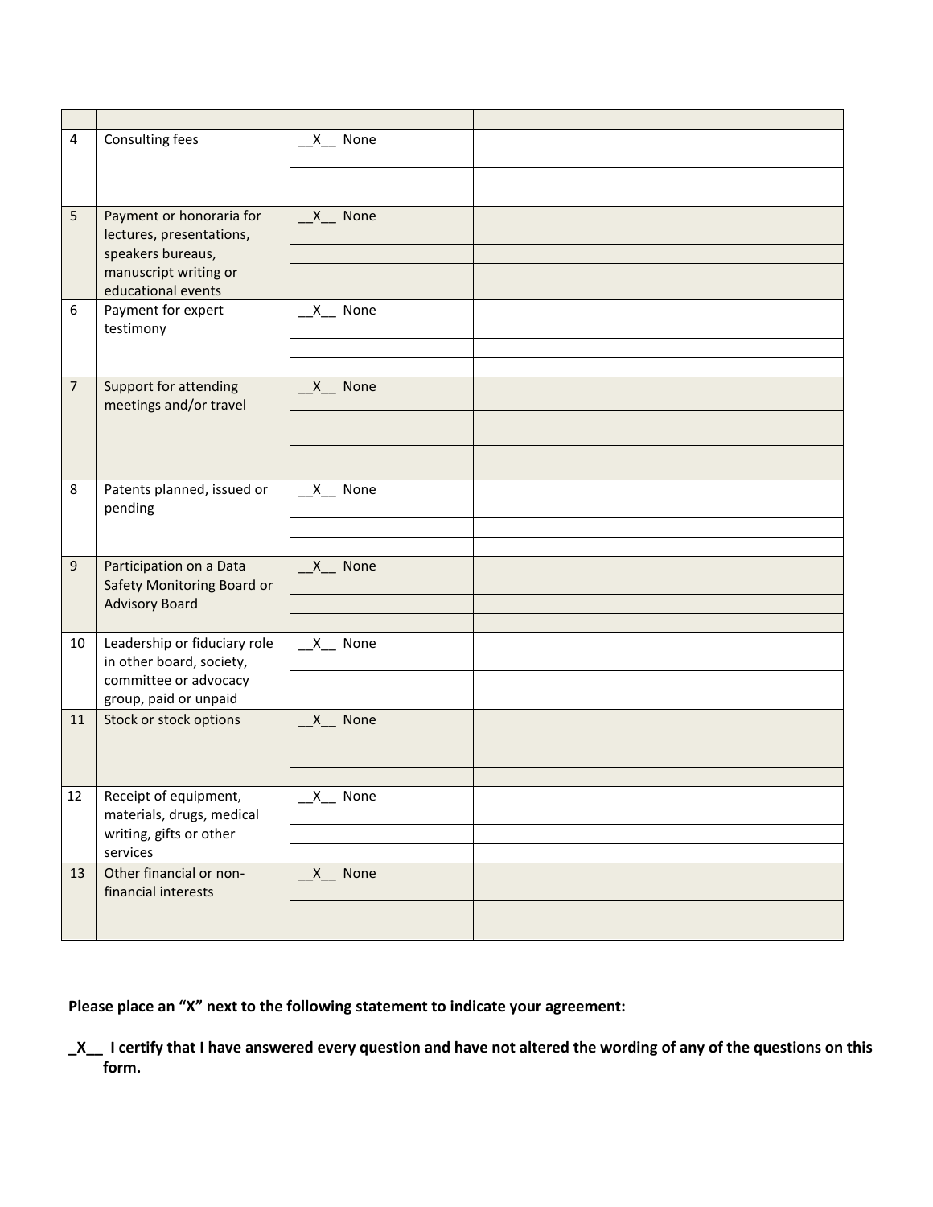| | | | |
|---|---|---|---|
| 4 | Consulting fees | \_\_X\_\_ None | |
| | | | |
| | | | |
| 5 | Payment or honoraria for lectures, presentations, speakers bureaus, manuscript writing or educational events | \_\_X\_\_ None | |
| | | | |
| | | | |
| 6 | Payment for expert testimony | \_\_X\_\_ None | |
| | | | |
| | | | |
| 7 | Support for attending meetings and/or travel | \_\_X\_\_ None | |
| | | | |
| | | | |
| 8 | Patents planned, issued or pending | \_\_X\_\_ None | |
| | | | |
| | | | |
| 9 | Participation on a Data Safety Monitoring Board or Advisory Board | \_\_X\_\_ None | |
| | | | |
| | | | |
| 10 | Leadership or fiduciary role in other board, society, committee or advocacy group, paid or unpaid | \_\_X\_\_ None | |
| | | | |
| | | | |
| 11 | Stock or stock options | \_\_X\_\_ None | |
| | | | |
| | | | |
| 12 | Receipt of equipment, materials, drugs, medical writing, gifts or other services | \_\_X\_\_ None | |
| | | | |
| | | | |
| 13 | Other financial or non-financial interests | \_\_X\_\_ None | |
| | | | |
| | | | |

**Please place an "X" next to the following statement to indicate your agreement:**

**_X__ I certify that I have answered every question and have not altered the wording of any of the questions on this form.**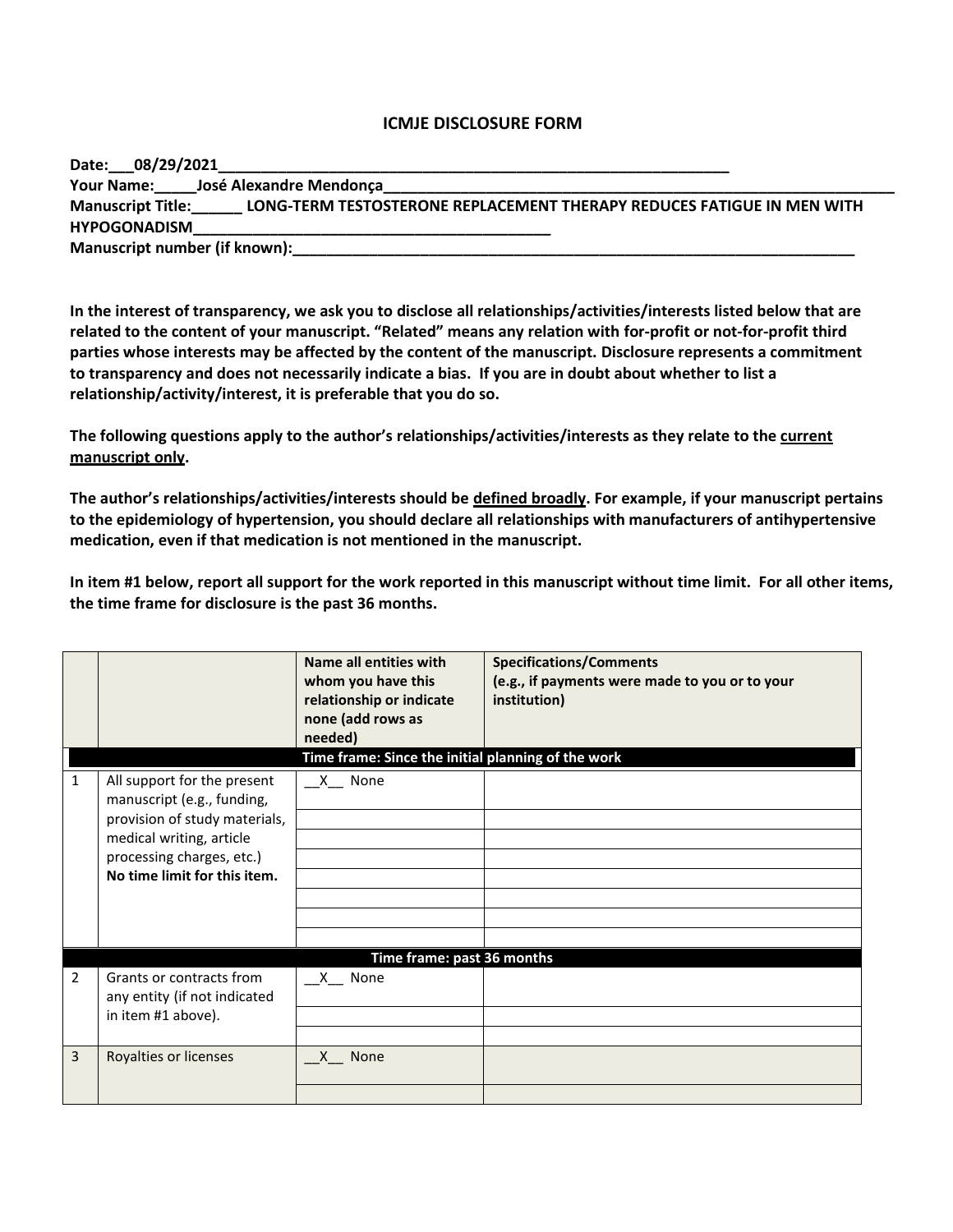# ICMJE DISCLOSURE FORM

**Date:**___08/29/2021___________________________________________________________
**Your Name:**_____José Alexandre Mendonça_____________________________________________________________
**Manuscript Title:**______ **LONG-TERM TESTOSTERONE REPLACEMENT THERAPY REDUCES FATIGUE IN MEN WITH HYPOGONADISM**____________________________________________
**Manuscript number (if known):**______________________________________________________________________

**In the interest of transparency, we ask you to disclose all relationships/activities/interests listed below that are related to the content of your manuscript. "Related" means any relation with for-profit or not-for-profit third parties whose interests may be affected by the content of the manuscript. Disclosure represents a commitment to transparency and does not necessarily indicate a bias. If you are in doubt about whether to list a relationship/activity/interest, it is preferable that you do so.**

**The following questions apply to the author's relationships/activities/interests as they relate to the <u>current manuscript only</u>.**

**The author's relationships/activities/interests should be <u>defined broadly</u>. For example, if your manuscript pertains to the epidemiology of hypertension, you should declare all relationships with manufacturers of antihypertensive medication, even if that medication is not mentioned in the manuscript.**

**In item #1 below, report all support for the work reported in this manuscript without time limit. For all other items, the time frame for disclosure is the past 36 months.**

| | | **Name all entities with whom you have this relationship or indicate none (add rows as needed)** | **Specifications/Comments (e.g., if payments were made to you or to your institution)** |
|---|---|---|---|
| | | **Time frame: Since the initial planning of the work** | |
| 1 | All support for the present manuscript (e.g., funding, provision of study materials, medical writing, article processing charges, etc.) **No time limit for this item.** | __X__ None | |
| | | | |
| | | | |
| | | | |
| | | | |
| | | | |
| | | | |
| | | | |
| | | **Time frame: past 36 months** | |
| 2 | Grants or contracts from any entity (if not indicated in item #1 above). | __X__ None | |
| | | | |
| | | | |
| 3 | Royalties or licenses | __X__ None | |
| | | | |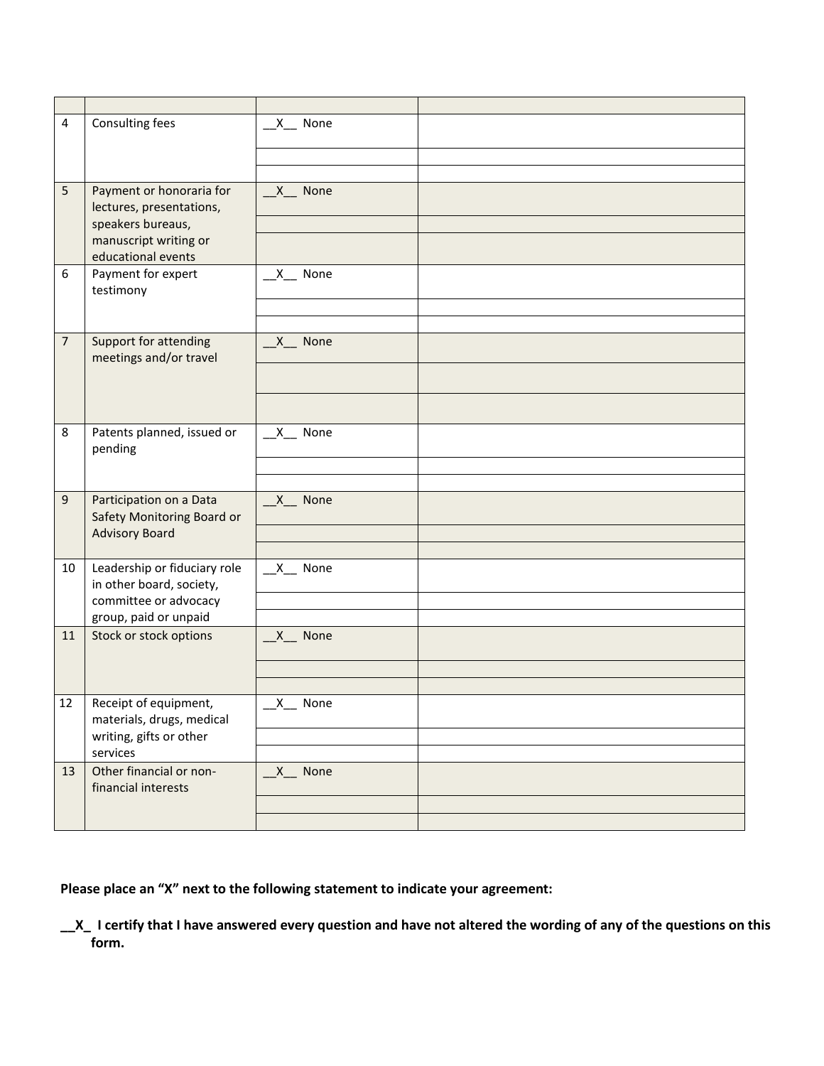| | | | |
|---|---|---|---|
| 4 | Consulting fees | __X__ None | |
| | | | |
| | | | |
| 5 | Payment or honoraria for lectures, presentations, speakers bureaus, manuscript writing or educational events | __X__ None | |
| | | | |
| | | | |
| 6 | Payment for expert testimony | __X__ None | |
| | | | |
| | | | |
| 7 | Support for attending meetings and/or travel | __X__ None | |
| | | | |
| | | | |
| 8 | Patents planned, issued or pending | __X__ None | |
| | | | |
| | | | |
| 9 | Participation on a Data Safety Monitoring Board or Advisory Board | __X__ None | |
| | | | |
| | | | |
| 10 | Leadership or fiduciary role in other board, society, committee or advocacy group, paid or unpaid | __X__ None | |
| | | | |
| | | | |
| 11 | Stock or stock options | __X__ None | |
| | | | |
| | | | |
| 12 | Receipt of equipment, materials, drugs, medical writing, gifts or other services | __X__ None | |
| | | | |
| | | | |
| 13 | Other financial or non-financial interests | __X__ None | |
| | | | |
| | | | |

**Please place an "X" next to the following statement to indicate your agreement:**

**__X_ I certify that I have answered every question and have not altered the wording of any of the questions on this form.**